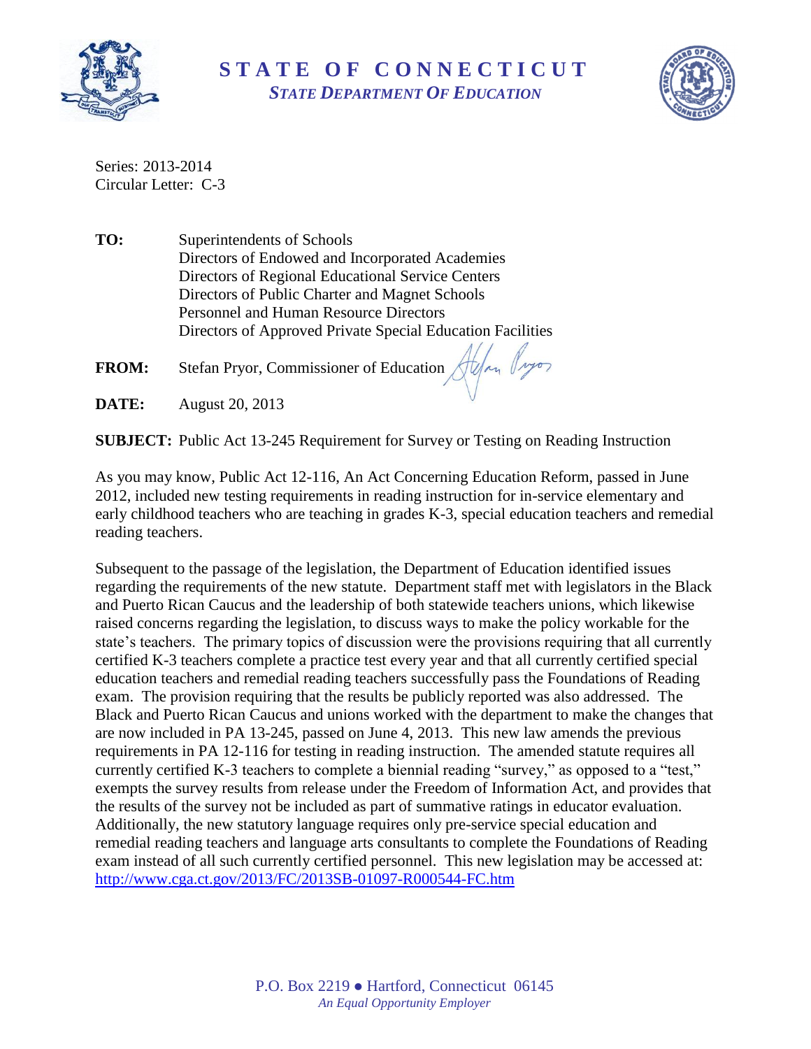# STATE OF CONNECTICUT

***STATE DEPARTMENT OF EDUCATION***

Series: 2013-2014
Circular Letter: C-3

**TO:** Superintendents of Schools
Directors of Endowed and Incorporated Academies
Directors of Regional Educational Service Centers
Directors of Public Charter and Magnet Schools
Personnel and Human Resource Directors
Directors of Approved Private Special Education Facilities

**FROM:** Stefan Pryor, Commissioner of Education

**DATE:** August 20, 2013

**SUBJECT:** Public Act 13-245 Requirement for Survey or Testing on Reading Instruction

As you may know, Public Act 12-116, An Act Concerning Education Reform, passed in June 2012, included new testing requirements in reading instruction for in-service elementary and early childhood teachers who are teaching in grades K-3, special education teachers and remedial reading teachers.

Subsequent to the passage of the legislation, the Department of Education identified issues regarding the requirements of the new statute. Department staff met with legislators in the Black and Puerto Rican Caucus and the leadership of both statewide teachers unions, which likewise raised concerns regarding the legislation, to discuss ways to make the policy workable for the state's teachers. The primary topics of discussion were the provisions requiring that all currently certified K-3 teachers complete a practice test every year and that all currently certified special education teachers and remedial reading teachers successfully pass the Foundations of Reading exam. The provision requiring that the results be publicly reported was also addressed. The Black and Puerto Rican Caucus and unions worked with the department to make the changes that are now included in PA 13-245, passed on June 4, 2013. This new law amends the previous requirements in PA 12-116 for testing in reading instruction. The amended statute requires all currently certified K-3 teachers to complete a biennial reading "survey," as opposed to a "test," exempts the survey results from release under the Freedom of Information Act, and provides that the results of the survey not be included as part of summative ratings in educator evaluation. Additionally, the new statutory language requires only pre-service special education and remedial reading teachers and language arts consultants to complete the Foundations of Reading exam instead of all such currently certified personnel. This new legislation may be accessed at: http://www.cga.ct.gov/2013/FC/2013SB-01097-R000544-FC.htm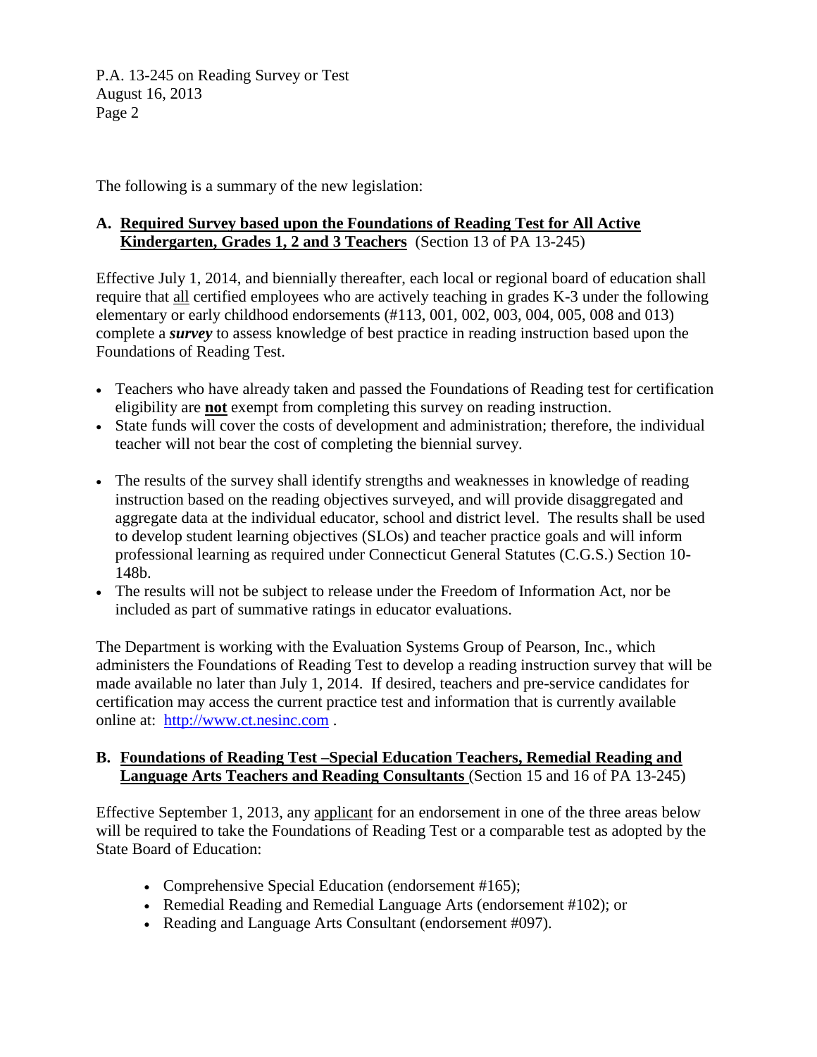The following is a summary of the new legislation:

## A. <u>Required Survey based upon the Foundations of Reading Test for All Active Kindergarten, Grades 1, 2 and 3 Teachers</u> (Section 13 of PA 13-245)

Effective July 1, 2014, and biennially thereafter, each local or regional board of education shall require that <u>all</u> certified employees who are actively teaching in grades K-3 under the following elementary or early childhood endorsements (#113, 001, 002, 003, 004, 005, 008 and 013) complete a ***survey*** to assess knowledge of best practice in reading instruction based upon the Foundations of Reading Test.

- Teachers who have already taken and passed the Foundations of Reading test for certification eligibility are **<u>not</u>** exempt from completing this survey on reading instruction.
- State funds will cover the costs of development and administration; therefore, the individual teacher will not bear the cost of completing the biennial survey.
- The results of the survey shall identify strengths and weaknesses in knowledge of reading instruction based on the reading objectives surveyed, and will provide disaggregated and aggregate data at the individual educator, school and district level. The results shall be used to develop student learning objectives (SLOs) and teacher practice goals and will inform professional learning as required under Connecticut General Statutes (C.G.S.) Section 10-148b.
- The results will not be subject to release under the Freedom of Information Act, nor be included as part of summative ratings in educator evaluations.

The Department is working with the Evaluation Systems Group of Pearson, Inc., which administers the Foundations of Reading Test to develop a reading instruction survey that will be made available no later than July 1, 2014. If desired, teachers and pre-service candidates for certification may access the current practice test and information that is currently available online at: [http://www.ct.nesinc.com](http://www.ct.nesinc.com) .

## B. <u>Foundations of Reading Test –Special Education Teachers, Remedial Reading and Language Arts Teachers and Reading Consultants</u> (Section 15 and 16 of PA 13-245)

Effective September 1, 2013, any <u>applicant</u> for an endorsement in one of the three areas below will be required to take the Foundations of Reading Test or a comparable test as adopted by the State Board of Education:

- Comprehensive Special Education (endorsement #165);
- Remedial Reading and Remedial Language Arts (endorsement #102); or
- Reading and Language Arts Consultant (endorsement #097).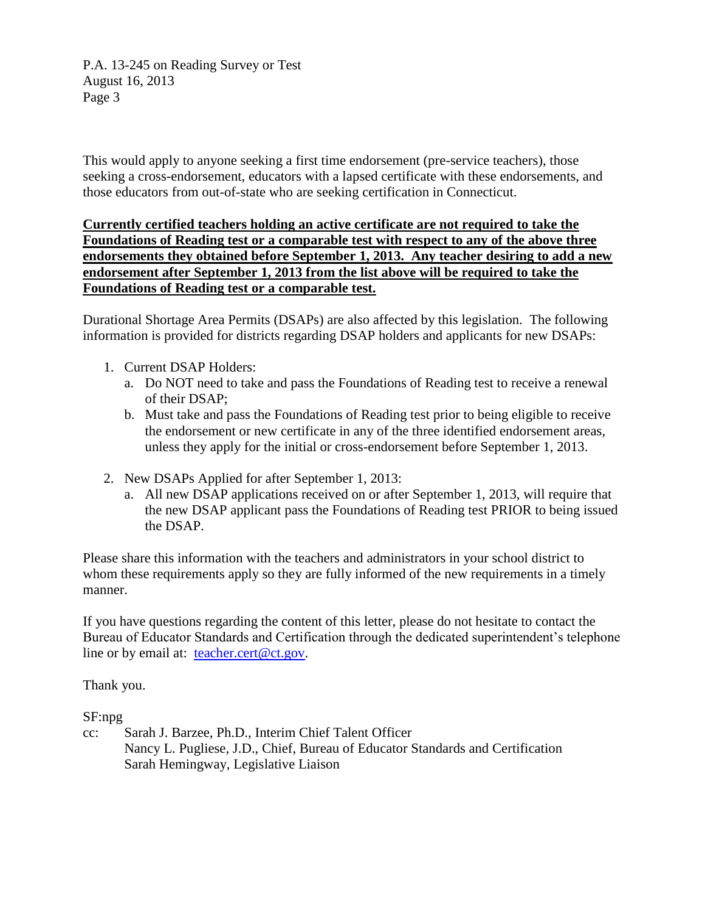This would apply to anyone seeking a first time endorsement (pre-service teachers), those seeking a cross-endorsement, educators with a lapsed certificate with these endorsements, and those educators from out-of-state who are seeking certification in Connecticut.

**Currently certified teachers holding an active certificate are not required to take the Foundations of Reading test or a comparable test with respect to any of the above three endorsements they obtained before September 1, 2013. Any teacher desiring to add a new endorsement after September 1, 2013 from the list above will be required to take the Foundations of Reading test or a comparable test.**

Durational Shortage Area Permits (DSAPs) are also affected by this legislation. The following information is provided for districts regarding DSAP holders and applicants for new DSAPs:

1. Current DSAP Holders:
   a. Do NOT need to take and pass the Foundations of Reading test to receive a renewal of their DSAP;
   b. Must take and pass the Foundations of Reading test prior to being eligible to receive the endorsement or new certificate in any of the three identified endorsement areas, unless they apply for the initial or cross-endorsement before September 1, 2013.

2. New DSAPs Applied for after September 1, 2013:
   a. All new DSAP applications received on or after September 1, 2013, will require that the new DSAP applicant pass the Foundations of Reading test PRIOR to being issued the DSAP.

Please share this information with the teachers and administrators in your school district to whom these requirements apply so they are fully informed of the new requirements in a timely manner.

If you have questions regarding the content of this letter, please do not hesitate to contact the Bureau of Educator Standards and Certification through the dedicated superintendent's telephone line or by email at: teacher.cert@ct.gov.

Thank you.

SF:npg

cc: Sarah J. Barzee, Ph.D., Interim Chief Talent Officer
Nancy L. Pugliese, J.D., Chief, Bureau of Educator Standards and Certification
Sarah Hemingway, Legislative Liaison